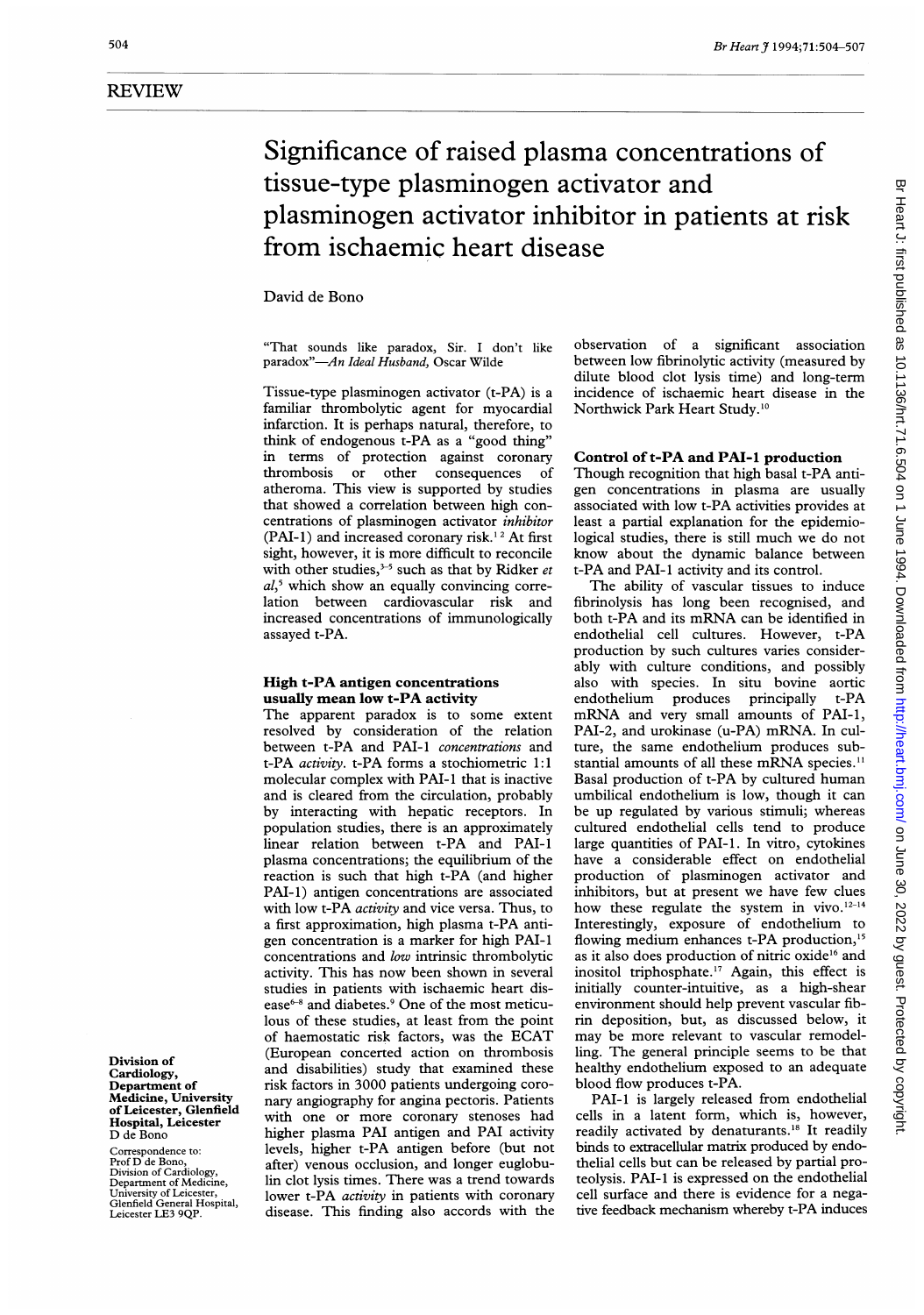REVIEW

# Significance of raised plasma concentrations of tissue-type plasminogen activator and plasminogen activator inhibitor in patients at risk from ischaemic heart disease

David de Bono

"That sounds like paradox, Sir. I don't like paradox"—*An Ideal Husband*, Oscar Wilde

Tissue-type plasminogen activator (t-PA) is a familiar thrombolytic agent for myocardial infarction. It is perhaps natural, therefore, to think of endogenous t-PA as a "good thing" in terms of protection against coronary thrombosis or other consequences of atheroma. This view is supported by studies that showed a correlation between high concentrations of plasminogen activator *inhibitor* (PAI-1) and increased coronary risk.[1,2] At first sight, however, it is more difficult to reconcile with other studies,[3-5] such as that by Ridker *et al*,[5] which show an equally convincing correlation between cardiovascular risk and increased concentrations of immunologically assayed t-PA.

## High t-PA antigen concentrations usually mean low t-PA activity

The apparent paradox is to some extent resolved by consideration of the relation between t-PA and PAI-1 *concentrations* and t-PA *activity*. t-PA forms a stochiometric 1:1 molecular complex with PAI-1 that is inactive and is cleared from the circulation, probably by interacting with hepatic receptors. In population studies, there is an approximately linear relation between t-PA and PAI-1 plasma concentrations; the equilibrium of the reaction is such that high t-PA (and higher PAI-1) antigen concentrations are associated with low t-PA *activity* and vice versa. Thus, to a first approximation, high plasma t-PA antigen concentration is a marker for high PAI-1 concentrations and *low* intrinsic thrombolytic activity. This has now been shown in several studies in patients with ischaemic heart disease[6-8] and diabetes.[9] One of the most meticulous of these studies, at least from the point of haemostatic risk factors, was the ECAT (European concerted action on thrombosis and disabilities) study that examined these risk factors in 3000 patients undergoing coronary angiography for angina pectoris. Patients with one or more coronary stenoses had higher plasma PAI antigen and PAI activity levels, higher t-PA antigen before (but not after) venous occlusion, and longer euglobulin clot lysis times. There was a trend towards lower t-PA *activity* in patients with coronary disease. This finding also accords with the observation of a significant association between low fibrinolytic activity (measured by dilute blood clot lysis time) and long-term incidence of ischaemic heart disease in the Northwick Park Heart Study.[10]

## Control of t-PA and PAI-1 production

Though recognition that high basal t-PA antigen concentrations in plasma are usually associated with low t-PA activities provides at least a partial explanation for the epidemiological studies, there is still much we do not know about the dynamic balance between t-PA and PAI-1 activity and its control.

The ability of vascular tissues to induce fibrinolysis has long been recognised, and both t-PA and its mRNA can be identified in endothelial cell cultures. However, t-PA production by such cultures varies considerably with culture conditions, and possibly also with species. In situ bovine aortic endothelium produces principally t-PA mRNA and very small amounts of PAI-1, PAI-2, and urokinase (u-PA) mRNA. In culture, the same endothelium produces substantial amounts of all these mRNA species.[11] Basal production of t-PA by cultured human umbilical endothelium is low, though it can be up regulated by various stimuli; whereas cultured endothelial cells tend to produce large quantities of PAI-1. In vitro, cytokines have a considerable effect on endothelial production of plasminogen activator and inhibitors, but at present we have few clues how these regulate the system in vivo.[12-14] Interestingly, exposure of endothelium to flowing medium enhances t-PA production,[15] as it also does production of nitric oxide[16] and inositol triphosphate.[17] Again, this effect is initially counter-intuitive, as a high-shear environment should help prevent vascular fibrin deposition, but, as discussed below, it may be more relevant to vascular remodelling. The general principle seems to be that healthy endothelium exposed to an adequate blood flow produces t-PA.

PAI-1 is largely released from endothelial cells in a latent form, which is, however, readily activated by denaturants.[18] It readily binds to extracellular matrix produced by endothelial cells but can be released by partial proteolysis. PAI-1 is expressed on the endothelial cell surface and there is evidence for a negative feedback mechanism whereby t-PA induces

Division of Cardiology, Department of Medicine, University of Leicester, Glenfield Hospital, Leicester
D de Bono

Correspondence to: Prof D de Bono, Division of Cardiology, Department of Medicine, University of Leicester, Glenfield General Hospital, Leicester LE3 9QP.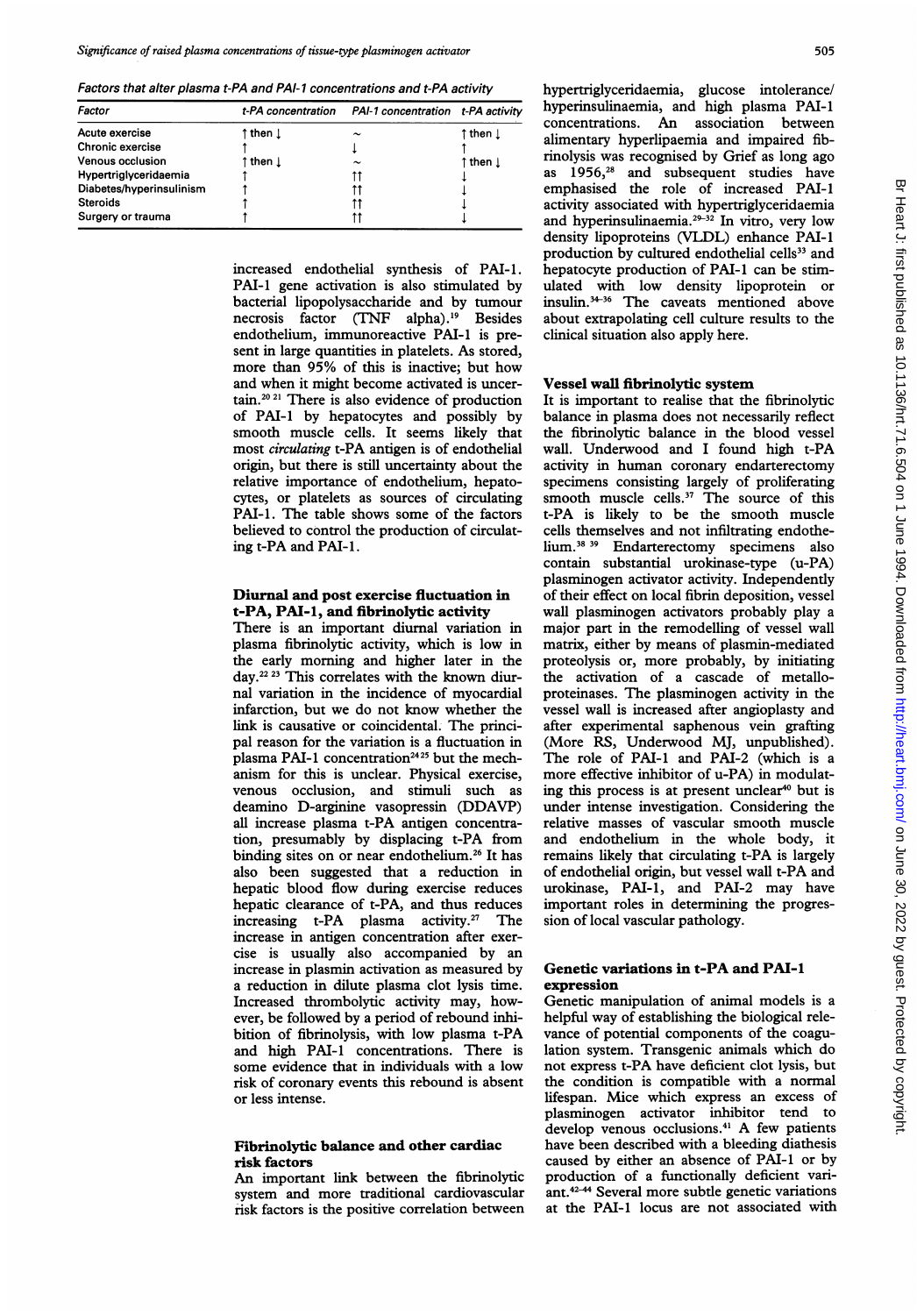*Factors that alter plasma t-PA and PAI-1 concentrations and t-PA activity*

| Factor | t-PA concentration | PAI-1 concentration | t-PA activity |
|---|---|---|---|
| Acute exercise | ↑ then ↓ | ~ | ↑ then ↓ |
| Chronic exercise | ↑ | ↓ | ↑ |
| Venous occlusion | ↑ then ↓ | ~ | ↑ then ↓ |
| Hypertriglyceridaemia | ↑ | ↑↑ | ↓ |
| Diabetes/hyperinsulinism | ↑ | ↑↑ | ↓ |
| Steroids | ↑ | ↑↑ | ↓ |
| Surgery or trauma | ↑ | ↑↑ | ↓ |

increased endothelial synthesis of PAI-1. PAI-1 gene activation is also stimulated by bacterial lipopolysaccharide and by tumour necrosis factor (TNF alpha).[19] Besides endothelium, immunoreactive PAI-1 is present in large quantities in platelets. As stored, more than 95% of this is inactive; but how and when it might become activated is uncertain.[20 21] There is also evidence of production of PAI-1 by hepatocytes and possibly by smooth muscle cells. It seems likely that most *circulating* t-PA antigen is of endothelial origin, but there is still uncertainty about the relative importance of endothelium, hepatocytes, or platelets as sources of circulating PAI-1. The table shows some of the factors believed to control the production of circulating t-PA and PAI-1.

## Diurnal and post exercise fluctuation in t-PA, PAI-1, and fibrinolytic activity

There is an important diurnal variation in plasma fibrinolytic activity, which is low in the early morning and higher later in the day.[22 23] This correlates with the known diurnal variation in the incidence of myocardial infarction, but we do not know whether the link is causative or coincidental. The principal reason for the variation is a fluctuation in plasma PAI-1 concentration[24 25] but the mechanism for this is unclear. Physical exercise, venous occlusion, and stimuli such as deamino D-arginine vasopressin (DDAVP) all increase plasma t-PA antigen concentration, presumably by displacing t-PA from binding sites on or near endothelium.[26] It has also been suggested that a reduction in hepatic blood flow during exercise reduces hepatic clearance of t-PA, and thus reduces increasing t-PA plasma activity.[27] The increase in antigen concentration after exercise is usually also accompanied by an increase in plasmin activation as measured by a reduction in dilute plasma clot lysis time. Increased thrombolytic activity may, however, be followed by a period of rebound inhibition of fibrinolysis, with low plasma t-PA and high PAI-1 concentrations. There is some evidence that in individuals with a low risk of coronary events this rebound is absent or less intense.

## Fibrinolytic balance and other cardiac risk factors

An important link between the fibrinolytic system and more traditional cardiovascular risk factors is the positive correlation between hypertriglyceridaemia, glucose intolerance/hyperinsulinaemia, and high plasma PAI-1 concentrations. An association between alimentary hyperlipaemia and impaired fibrinolysis was recognised by Grief as long ago as 1956,[28] and subsequent studies have emphasised the role of increased PAI-1 activity associated with hypertriglyceridaemia and hyperinsulinaemia.[29–32] In vitro, very low density lipoproteins (VLDL) enhance PAI-1 production by cultured endothelial cells[33] and hepatocyte production of PAI-1 can be stimulated with low density lipoprotein or insulin.[34–36] The caveats mentioned above about extrapolating cell culture results to the clinical situation also apply here.

## Vessel wall fibrinolytic system

It is important to realise that the fibrinolytic balance in plasma does not necessarily reflect the fibrinolytic balance in the blood vessel wall. Underwood and I found high t-PA activity in human coronary endarterectomy specimens consisting largely of proliferating smooth muscle cells.[37] The source of this t-PA is likely to be the smooth muscle cells themselves and not infiltrating endothelium.[38 39] Endarterectomy specimens also contain substantial urokinase-type (u-PA) plasminogen activator activity. Independently of their effect on local fibrin deposition, vessel wall plasminogen activators probably play a major part in the remodelling of vessel wall matrix, either by means of plasmin-mediated proteolysis or, more probably, by initiating the activation of a cascade of metalloproteinases. The plasminogen activity in the vessel wall is increased after angioplasty and after experimental saphenous vein grafting (More RS, Underwood MJ, unpublished). The role of PAI-1 and PAI-2 (which is a more effective inhibitor of u-PA) in modulating this process is at present unclear[40] but is under intense investigation. Considering the relative masses of vascular smooth muscle and endothelium in the whole body, it remains likely that circulating t-PA is largely of endothelial origin, but vessel wall t-PA and urokinase, PAI-1, and PAI-2 may have important roles in determining the progression of local vascular pathology.

## Genetic variations in t-PA and PAI-1 expression

Genetic manipulation of animal models is a helpful way of establishing the biological relevance of potential components of the coagulation system. Transgenic animals which do not express t-PA have deficient clot lysis, but the condition is compatible with a normal lifespan. Mice which express an excess of plasminogen activator inhibitor tend to develop venous occlusions.[41] A few patients have been described with a bleeding diathesis caused by either an absence of PAI-1 or by production of a functionally deficient variant.[42–44] Several more subtle genetic variations at the PAI-1 locus are not associated with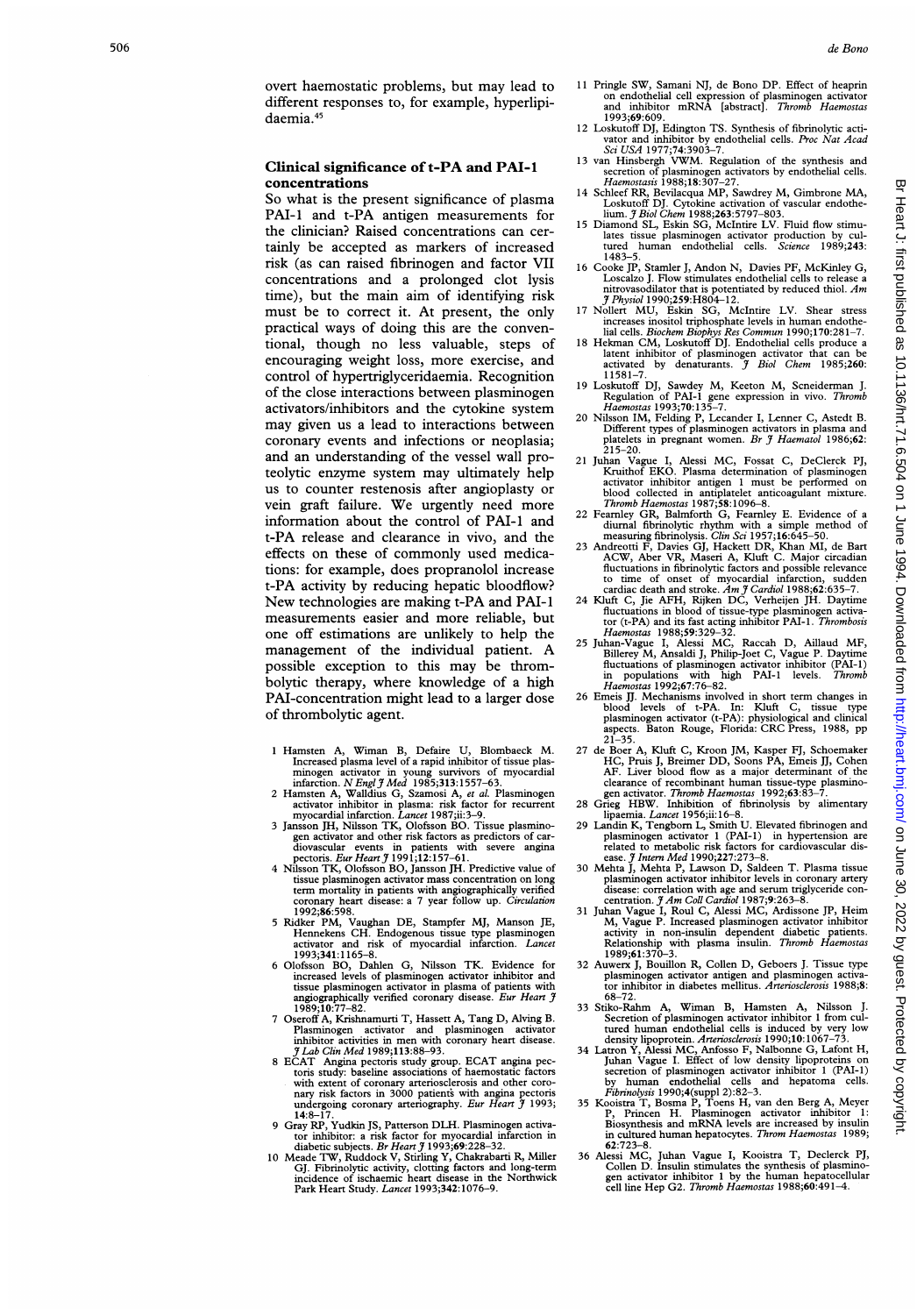overt haemostatic problems, but may lead to different responses to, for example, hyperlipidaemia.[45]

## Clinical significance of t-PA and PAI-1 concentrations

So what is the present significance of plasma PAI-1 and t-PA antigen measurements for the clinician? Raised concentrations can certainly be accepted as markers of increased risk (as can raised fibrinogen and factor VII concentrations and a prolonged clot lysis time), but the main aim of identifying risk must be to correct it. At present, the only practical ways of doing this are the conventional, though no less valuable, steps of encouraging weight loss, more exercise, and control of hypertriglyceridaemia. Recognition of the close interactions between plasminogen activators/inhibitors and the cytokine system may given us a lead to interactions between coronary events and infections or neoplasia; and an understanding of the vessel wall proteolytic enzyme system may ultimately help us to counter restenosis after angioplasty or vein graft failure. We urgently need more information about the control of PAI-1 and t-PA release and clearance in vivo, and the effects on these of commonly used medications: for example, does propranolol increase t-PA activity by reducing hepatic bloodflow? New technologies are making t-PA and PAI-1 measurements easier and more reliable, but one off estimations are unlikely to help the management of the individual patient. A possible exception to this may be thrombolytic therapy, where knowledge of a high PAI-concentration might lead to a larger dose of thrombolytic agent.

1 Hamsten A, Wiman B, Defaire U, Blombaeck M. Increased plasma level of a rapid inhibitor of tissue plasminogen activator in young survivors of myocardial infarction. *N Engl J Med* 1985;313:1557–63.
2 Hamsten A, Walldius G, Szamosi A, *et al.* Plasminogen activator inhibitor in plasma: risk factor for recurrent myocardial infarction. *Lancet* 1987;ii:3–9.
3 Jansson JH, Nilsson TK, Olofsson BO. Tissue plasminogen activator and other risk factors as predictors of cardiovascular events in patients with severe angina pectoris. *Eur Heart J* 1991;12:157–61.
4 Nilsson TK, Olofsson BO, Jansson JH. Predictive value of tissue plasminogen activator mass concentration on long term mortality in patients with angiographically verified coronary heart disease: a 7 year follow up. *Circulation* 1992;86:598.
5 Ridker PM, Vaughan DE, Stampfer MJ, Manson JE, Hennekens CH. Endogenous tissue type plasminogen activator and risk of myocardial infarction. *Lancet* 1993;341:1165–8.
6 Olofsson BO, Dahlen G, Nilsson TK. Evidence for increased levels of plasminogen activator inhibitor and tissue plasminogen activator in plasma of patients with angiographically verified coronary disease. *Eur Heart J* 1989;10:77–82.
7 Oseroff A, Krishnamurti T, Hassett A, Tang D, Alving B. Plasminogen activator and plasminogen activator inhibitor activities in men with coronary heart disease. *J Lab Clin Med* 1989;113:88–93.
8 ECAT Angina pectoris study group. ECAT angina pectoris study: baseline associations of haemostatic factors with extent of coronary arteriosclerosis and other coronary risk factors in 3000 patients with angina pectoris undergoing coronary arteriography. *Eur Heart J* 1993; 14:8–17.
9 Gray RP, Yudkin JS, Patterson DLH. Plasminogen activator inhibitor: a risk factor for myocardial infarction in diabetic subjects. *Br Heart J* 1993;69:228–32.
10 Meade TW, Ruddock V, Stirling Y, Chakrabarti R, Miller GJ. Fibrinolytic activity, clotting factors and long-term incidence of ischaemic heart disease in the Northwick Park Heart Study. *Lancet* 1993;342:1076–9.
11 Pringle SW, Samani NJ, de Bono DP. Effect of heaprin on endothelial cell expression of plasminogen activator and inhibitor mRNA [abstract]. *Thromb Haemostas* 1993;69:609.
12 Loskutoff DJ, Edington TS. Synthesis of fibrinolytic activator and inhibitor by endothelial cells. *Proc Nat Acad Sci USA* 1977;74:3903–7.
13 van Hinsbergh VWM. Regulation of the synthesis and secretion of plasminogen activators by endothelial cells. *Haemostasis* 1988;18:307–27.
14 Schleef RR, Bevilacqua MP, Sawdrey M, Gimbrone MA, Loskutoff DJ. Cytokine activation of vascular endothelium. *J Biol Chem* 1988;263:5797–803.
15 Diamond SL, Eskin SG, McIntire LV. Fluid flow stimulates tissue plasminogen activator production by cultured human endothelial cells. *Science* 1989;243: 1483–5.
16 Cooke JP, Stamler J, Andon N, Davies PF, McKinley G, Loscalzo J. Flow stimulates endothelial cells to release a nitrovasodilator that is potentiated by reduced thiol. *Am J Physiol* 1990;259:H804–12.
17 Nollert MU, Eskin SG, McIntire LV. Shear stress increases inositol triphosphate levels in human endothelial cells. *Biochem Biophys Res Commun* 1990;170:281–7.
18 Hekman CM, Loskutoff DJ. Endothelial cells produce a latent inhibitor of plasminogen activator that can be activated by denaturants. *J Biol Chem* 1985;260: 11581–7.
19 Loskutoff DJ, Sawdey M, Keeton M, Scneiderman J. Regulation of PAI-1 gene expression in vivo. *Thromb Haemostas* 1993;70:135–7.
20 Nilsson IM, Felding P, Lecander I, Lenner C, Astedt B. Different types of plasminogen activators in plasma and platelets in pregnant women. *Br J Haematol* 1986;62: 215–20.
21 Juhan Vague I, Alessi MC, Fossat C, DeClerck PJ, Kruithof EKO. Plasma determination of plasminogen activator inhibitor antigen 1 must be performed on blood collected in antiplatelet anticoagulant mixture. *Thromb Haemostas* 1987;58:1096–8.
22 Fearnley GR, Balmforth G, Fearnley E. Evidence of a diurnal fibrinolytic rhythm with a simple method of measuring fibrinolysis. *Clin Sci* 1957;16:645–50.
23 Andreotti F, Davies GJ, Hackett DR, Khan MI, de Bart ACW, Aber VR, Maseri A, Kluft C. Major circadian fluctuations in fibrinolytic factors and possible relevance to time of onset of myocardial infarction, sudden cardiac death and stroke. *Am J Cardiol* 1988;62:635–7.
24 Kluft C, Jie AFH, Rijken DC, Verheijen JH. Daytime fluctuations in blood of tissue-type plasminogen activator (t-PA) and its fast acting inhibitor PAI-1. *Thrombosis Haemostas* 1988;59:329–32.
25 Juhan-Vague I, Alessi MC, Raccah D, Aillaud MF, Billerey M, Ansaldi J, Philip-Joet C, Vague P. Daytime fluctuations of plasminogen activator inhibitor (PAI-1) in populations with high PAI-1 levels. *Thromb Haemostas* 1992;67:76–82.
26 Emeis JJ. Mechanisms involved in short term changes in blood levels of t-PA. In: Kluft C, tissue type plasminogen activator (t-PA): physiological and clinical aspects. Baton Rouge, Florida: CRC Press, 1988, pp 21–35.
27 de Boer A, Kluft C, Kroon JM, Kasper FJ, Schoemaker HC, Pruis J, Breimer DD, Soons PA, Emeis JJ, Cohen AF. Liver blood flow as a major determinant of the clearance of recombinant human tissue-type plasminogen activator. *Thromb Haemostas* 1992;63:83–7.
28 Grieg HBW. Inhibition of fibrinolysis by alimentary lipaemia. *Lancet* 1956;ii:16–8.
29 Landin K, Tengborn L, Smith U. Elevated fibrinogen and plasminogen activator 1 (PAI-1) in hypertension are related to metabolic risk factors for cardiovascular disease. *J Intern Med* 1990;227:273–8.
30 Mehta J, Mehta P, Lawson D, Saldeen T. Plasma tissue plasminogen activator inhibitor levels in coronary artery disease: correlation with age and serum triglyceride concentration. *J Am Coll Cardiol* 1987;9:263–8.
31 Juhan Vague I, Roul C, Alessi MC, Ardissone JP, Heim M, Vague P. Increased plasminogen activator inhibitor activity in non-insulin dependent diabetic patients. Relationship with plasma insulin. *Thromb Haemostas* 1989;61:370–3.
32 Auwerx J, Bouillon R, Collen D, Geboers J. Tissue type plasminogen activator antigen and plasminogen activator inhibitor in diabetes mellitus. *Arteriosclerosis* 1988;8: 68–72.
33 Stiko-Rahm A, Wiman B, Hamsten A, Nilsson J. Secretion of plasminogen activator inhibitor 1 from cultured human endothelial cells is induced by very low density lipoprotein. *Arteriosclerosis* 1990;10:1067–73.
34 Latron Y, Alessi MC, Anfosso F, Nalbonne G, Lafont H, Juhan Vague I. Effect of low density lipoproteins on secretion of plasminogen activator inhibitor 1 (PAI-1) by human endothelial cells and hepatoma cells. *Fibrinolysis* 1990;4(suppl 2):82–3.
35 Kooistra T, Bosma P, Toens H, van den Berg A, Meyer P, Princen H. Plasminogen activator inhibitor 1: Biosynthesis and mRNA levels are increased by insulin in cultured human hepatocytes. *Throm Haemostas* 1989; 62:723–8.
36 Alessi MC, Juhan Vague I, Kooistra T, Declerck PJ, Collen D. Insulin stimulates the synthesis of plasminogen activator inhibitor 1 by the human hepatocellular cell line Hep G2. *Thromb Haemostas* 1988;60:491–4.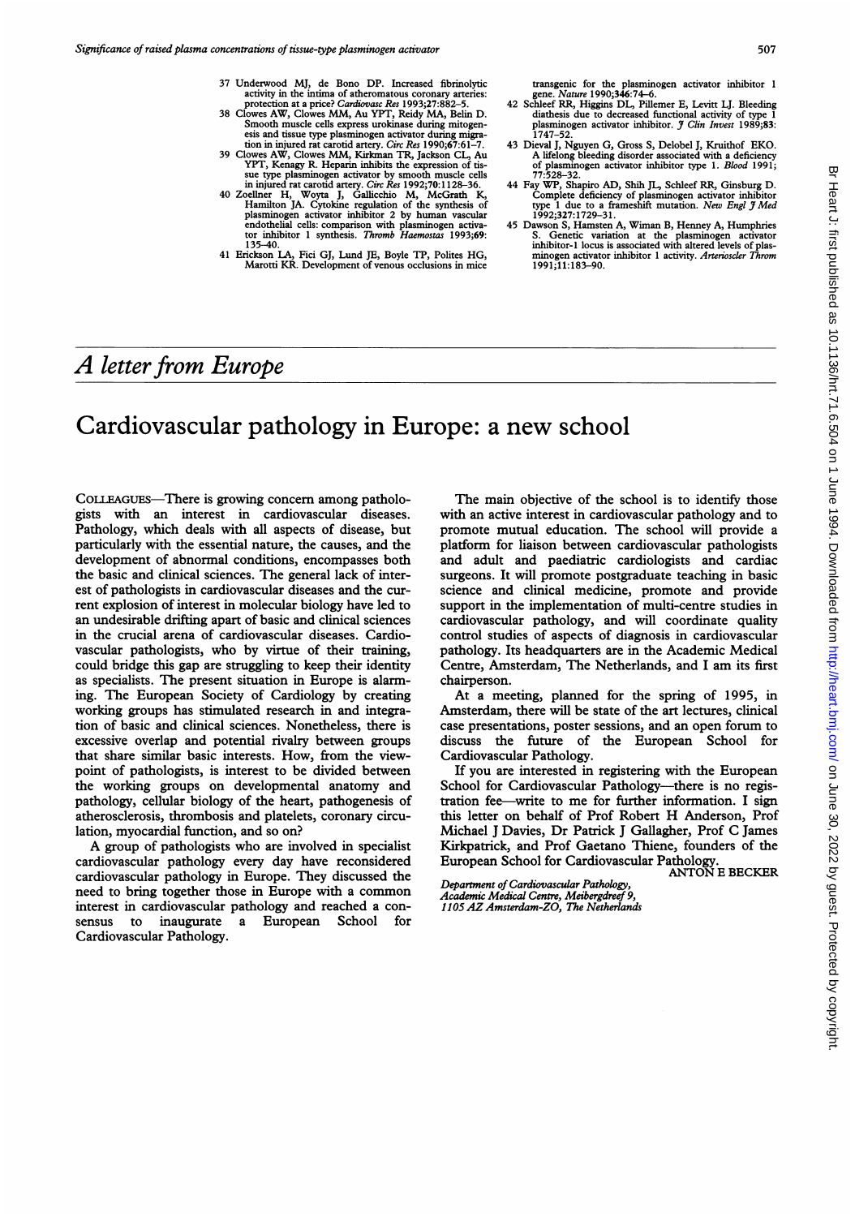37 Underwood MJ, de Bono DP. Increased fibrinolytic activity in the intima of atheromatous coronary arteries: protection at a price? *Cardiovasc Res* 1993;27:882–5.

38 Clowes AW, Clowes MM, Au YPT, Reidy MA, Belin D. Smooth muscle cells express urokinase during mitogenesis and tissue type plasminogen activator during migration in injured rat carotid artery. *Circ Res* 1990;67:61–7.

39 Clowes AW, Clowes MM, Kirkman TR, Jackson CL, Au YPT, Kenagy R. Heparin inhibits the expression of tissue type plasminogen activator by smooth muscle cells in injured rat carotid artery. *Circ Res* 1992;70:1128–36.

40 Zoellner H, Woyta J, Gallicchio M, McGrath K, Hamilton JA. Cytokine regulation of the synthesis of plasminogen activator inhibitor 2 by human vascular endothelial cells: comparison with plasminogen activator inhibitor 1 synthesis. *Thromb Haemostas* 1993;69:135–40.

41 Erickson LA, Fici GJ, Lund JE, Boyle TP, Polites HG, Marotti KR. Development of venous occlusions in mice transgenic for the plasminogen activator inhibitor 1 gene. *Nature* 1990;346:74–6.

42 Schleef RR, Higgins DL, Pillemer E, Levitt LJ. Bleeding diathesis due to decreased functional activity of type 1 plasminogen activator inhibitor. *J Clin Invest* 1989;83:1747–52.

43 Dieval J, Nguyen G, Gross S, Delobel J, Kruithof EKO. A lifelong bleeding disorder associated with a deficiency of plasminogen activator inhibitor type 1. *Blood* 1991;77:528–32.

44 Fay WP, Shapiro AD, Shih JL, Schleef RR, Ginsburg D. Complete deficiency of plasminogen activator inhibitor type 1 due to a frameshift mutation. *New Engl J Med* 1992;327:1729–31.

45 Dawson S, Hamsten A, Wiman B, Henney A, Humphries S. Genetic variation at the plasminogen activator inhibitor-1 locus is associated with altered levels of plasminogen activator inhibitor 1 activity. *Arterioscler Throm* 1991;11:183–90.

# *A letter from Europe*

## Cardiovascular pathology in Europe: a new school

COLLEAGUES—There is growing concern among pathologists with an interest in cardiovascular diseases. Pathology, which deals with all aspects of disease, but particularly with the essential nature, the causes, and the development of abnormal conditions, encompasses both the basic and clinical sciences. The general lack of interest of pathologists in cardiovascular diseases and the current explosion of interest in molecular biology have led to an undesirable drifting apart of basic and clinical sciences in the crucial arena of cardiovascular diseases. Cardiovascular pathologists, who by virtue of their training, could bridge this gap are struggling to keep their identity as specialists. The present situation in Europe is alarming. The European Society of Cardiology by creating working groups has stimulated research in and integration of basic and clinical sciences. Nonetheless, there is excessive overlap and potential rivalry between groups that share similar basic interests. How, from the viewpoint of pathologists, is interest to be divided between the working groups on developmental anatomy and pathology, cellular biology of the heart, pathogenesis of atherosclerosis, thrombosis and platelets, coronary circulation, myocardial function, and so on?

A group of pathologists who are involved in specialist cardiovascular pathology every day have reconsidered cardiovascular pathology in Europe. They discussed the need to bring together those in Europe with a common interest in cardiovascular pathology and reached a consensus to inaugurate a European School for Cardiovascular Pathology.

The main objective of the school is to identify those with an active interest in cardiovascular pathology and to promote mutual education. The school will provide a platform for liaison between cardiovascular pathologists and adult and paediatric cardiologists and cardiac surgeons. It will promote postgraduate teaching in basic science and clinical medicine, promote and provide support in the implementation of multi-centre studies in cardiovascular pathology, and will coordinate quality control studies of aspects of diagnosis in cardiovascular pathology. Its headquarters are in the Academic Medical Centre, Amsterdam, The Netherlands, and I am its first chairperson.

At a meeting, planned for the spring of 1995, in Amsterdam, there will be state of the art lectures, clinical case presentations, poster sessions, and an open forum to discuss the future of the European School for Cardiovascular Pathology.

If you are interested in registering with the European School for Cardiovascular Pathology—there is no registration fee—write to me for further information. I sign this letter on behalf of Prof Robert H Anderson, Prof Michael J Davies, Dr Patrick J Gallagher, Prof C James Kirkpatrick, and Prof Gaetano Thiene, founders of the European School for Cardiovascular Pathology.

ANTON E BECKER

*Department of Cardiovascular Pathology,*
*Academic Medical Centre, Meibergdreef 9,*
*1105 AZ Amsterdam-ZO, The Netherlands*